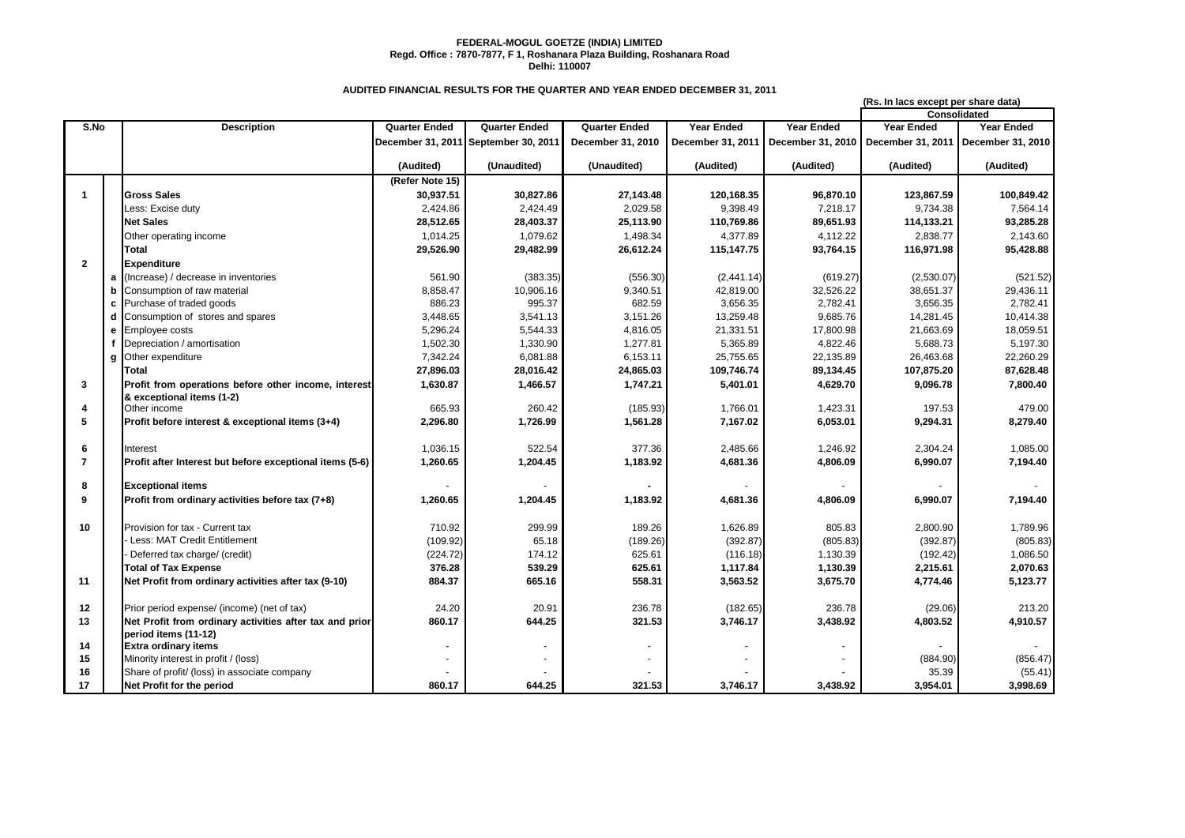**FEDERAL-MOGUL GOETZE (INDIA) LIMITED**
**Regd. Office : 7870-7877, F 1, Roshanara Plaza Building, Roshanara Road**
**Delhi: 110007**

**AUDITED FINANCIAL RESULTS FOR THE QUARTER AND YEAR ENDED DECEMBER 31, 2011**

**(Rs. In lacs except per share data)**

| S.No | | Description | Quarter Ended | Quarter Ended | Quarter Ended | Year Ended | Year Ended | Consolidated | |
|---|---|---|---|---|---|---|---|---|---|
| | | | | | | | | Year Ended | Year Ended |
| | | | December 31, 2011 | September 30, 2011 | December 31, 2010 | December 31, 2011 | December 31, 2010 | December 31, 2011 | December 31, 2010 |
| | | | (Audited) | (Unaudited) | (Unaudited) | (Audited) | (Audited) | (Audited) | (Audited) |
| | | | (Refer Note 15) | | | | | | |
| 1 | | **Gross Sales** | 30,937.51 | 30,827.86 | 27,143.48 | 120,168.35 | 96,870.10 | 123,867.59 | 100,849.42 |
| | | Less: Excise duty | 2,424.86 | 2,424.49 | 2,029.58 | 9,398.49 | 7,218.17 | 9,734.38 | 7,564.14 |
| | | **Net Sales** | 28,512.65 | 28,403.37 | 25,113.90 | 110,769.86 | 89,651.93 | 114,133.21 | 93,285.28 |
| | | Other operating income | 1,014.25 | 1,079.62 | 1,498.34 | 4,377.89 | 4,112.22 | 2,838.77 | 2,143.60 |
| | | **Total** | 29,526.90 | 29,482.99 | 26,612.24 | 115,147.75 | 93,764.15 | 116,971.98 | 95,428.88 |
| 2 | | **Expenditure** | | | | | | | |
| | a | (Increase) / decrease in inventories | 561.90 | (383.35) | (556.30) | (2,441.14) | (619.27) | (2,530.07) | (521.52) |
| | b | Consumption of raw material | 8,858.47 | 10,906.16 | 9,340.51 | 42,819.00 | 32,526.22 | 38,651.37 | 29,436.11 |
| | c | Purchase of traded goods | 886.23 | 995.37 | 682.59 | 3,656.35 | 2,782.41 | 3,656.35 | 2,782.41 |
| | d | Consumption of stores and spares | 3,448.65 | 3,541.13 | 3,151.26 | 13,259.48 | 9,685.76 | 14,281.45 | 10,414.38 |
| | e | Employee costs | 5,296.24 | 5,544.33 | 4,816.05 | 21,331.51 | 17,800.98 | 21,663.69 | 18,059.51 |
| | f | Depreciation / amortisation | 1,502.30 | 1,330.90 | 1,277.81 | 5,365.89 | 4,822.46 | 5,688.73 | 5,197.30 |
| | g | Other expenditure | 7,342.24 | 6,081.88 | 6,153.11 | 25,755.65 | 22,135.89 | 26,463.68 | 22,260.29 |
| | | **Total** | 27,896.03 | 28,016.42 | 24,865.03 | 109,746.74 | 89,134.45 | 107,875.20 | 87,628.48 |
| 3 | | **Profit from operations before other income, interest & exceptional items (1-2)** | 1,630.87 | 1,466.57 | 1,747.21 | 5,401.01 | 4,629.70 | 9,096.78 | 7,800.40 |
| 4 | | Other income | 665.93 | 260.42 | (185.93) | 1,766.01 | 1,423.31 | 197.53 | 479.00 |
| 5 | | **Profit before interest & exceptional items (3+4)** | 2,296.80 | 1,726.99 | 1,561.28 | 7,167.02 | 6,053.01 | 9,294.31 | 8,279.40 |
| 6 | | Interest | 1,036.15 | 522.54 | 377.36 | 2,485.66 | 1,246.92 | 2,304.24 | 1,085.00 |
| 7 | | **Profit after Interest but before exceptional items (5-6)** | 1,260.65 | 1,204.45 | 1,183.92 | 4,681.36 | 4,806.09 | 6,990.07 | 7,194.40 |
| 8 | | **Exceptional items** | - | - | - | - | - | - | - |
| 9 | | **Profit from ordinary activities before tax (7+8)** | 1,260.65 | 1,204.45 | 1,183.92 | 4,681.36 | 4,806.09 | 6,990.07 | 7,194.40 |
| 10 | | Provision for tax - Current tax | 710.92 | 299.99 | 189.26 | 1,626.89 | 805.83 | 2,800.90 | 1,789.96 |
| | | - Less: MAT Credit Entitlement | (109.92) | 65.18 | (189.26) | (392.87) | (805.83) | (392.87) | (805.83) |
| | | - Deferred tax charge/ (credit) | (224.72) | 174.12 | 625.61 | (116.18) | 1,130.39 | (192.42) | 1,086.50 |
| | | **Total of Tax Expense** | 376.28 | 539.29 | 625.61 | 1,117.84 | 1,130.39 | 2,215.61 | 2,070.63 |
| 11 | | **Net Profit from ordinary activities after tax (9-10)** | 884.37 | 665.16 | 558.31 | 3,563.52 | 3,675.70 | 4,774.46 | 5,123.77 |
| 12 | | Prior period expense/ (income) (net of tax) | 24.20 | 20.91 | 236.78 | (182.65) | 236.78 | (29.06) | 213.20 |
| 13 | | **Net Profit from ordinary activities after tax and prior period items (11-12)** | 860.17 | 644.25 | 321.53 | 3,746.17 | 3,438.92 | 4,803.52 | 4,910.57 |
| 14 | | **Extra ordinary items** | - | - | - | - | - | - | - |
| 15 | | Minority interest in profit / (loss) | - | - | - | - | - | (884.90) | (856.47) |
| 16 | | Share of profit/ (loss) in associate company | - | - | - | - | - | 35.39 | (55.41) |
| 17 | | **Net Profit for the period** | 860.17 | 644.25 | 321.53 | 3,746.17 | 3,438.92 | 3,954.01 | 3,998.69 |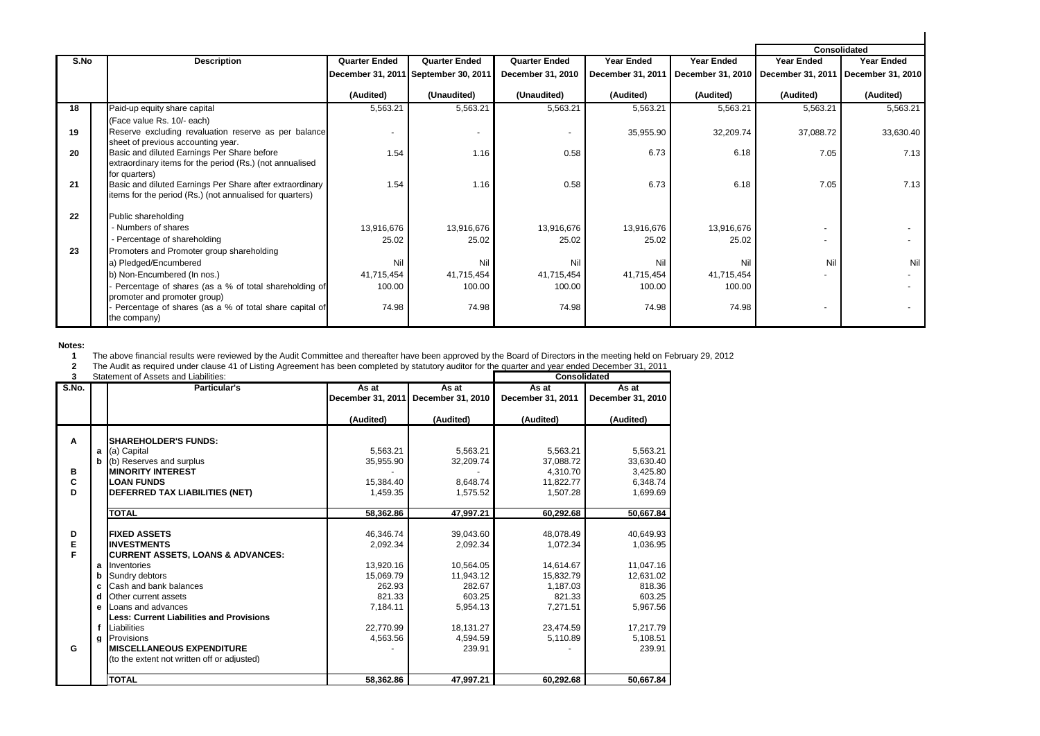| S.No | Description | Quarter Ended | Quarter Ended | Quarter Ended | Year Ended | Year Ended | Consolidated | |
|---|---|---|---|---|---|---|---|---|
| | | | | | | | Year Ended | Year Ended |
| | | December 31, 2011 | September 30, 2011 | December 31, 2010 | December 31, 2011 | December 31, 2010 | December 31, 2011 | December 31, 2010 |
| | | (Audited) | (Unaudited) | (Unaudited) | (Audited) | (Audited) | (Audited) | (Audited) |
| 18 | Paid-up equity share capital (Face value Rs. 10/- each) | 5,563.21 | 5,563.21 | 5,563.21 | 5,563.21 | 5,563.21 | 5,563.21 | 5,563.21 |
| 19 | Reserve excluding revaluation reserve as per balance sheet of previous accounting year. | - | - | - | 35,955.90 | 32,209.74 | 37,088.72 | 33,630.40 |
| 20 | Basic and diluted Earnings Per Share before extraordinary items for the period (Rs.) (not annualised for quarters) | 1.54 | 1.16 | 0.58 | 6.73 | 6.18 | 7.05 | 7.13 |
| 21 | Basic and diluted Earnings Per Share after extraordinary items for the period (Rs.) (not annualised for quarters) | 1.54 | 1.16 | 0.58 | 6.73 | 6.18 | 7.05 | 7.13 |
| 22 | Public shareholding | | | | | | | |
| | - Numbers of shares | 13,916,676 | 13,916,676 | 13,916,676 | 13,916,676 | 13,916,676 | - | - |
| | - Percentage of shareholding | 25.02 | 25.02 | 25.02 | 25.02 | 25.02 | - | - |
| 23 | Promoters and Promoter group shareholding | | | | | | | |
| | a) Pledged/Encumbered | Nil | Nil | Nil | Nil | Nil | Nil | Nil |
| | b) Non-Encumbered (In nos.) | 41,715,454 | 41,715,454 | 41,715,454 | 41,715,454 | 41,715,454 | - | - |
| | - Percentage of shares (as a % of total shareholding of promoter and promoter group) | 100.00 | 100.00 | 100.00 | 100.00 | 100.00 | | - |
| | - Percentage of shares (as a % of total share capital of the company) | 74.98 | 74.98 | 74.98 | 74.98 | 74.98 | - | - |

**Notes:**

1. The above financial results were reviewed by the Audit Committee and thereafter have been approved by the Board of Directors in the meeting held on February 29, 2012
2. The Audit as required under clause 41 of Listing Agreement has been completed by statutory auditor for the quarter and year ended December 31, 2011
3. Statement of Assets and Liabilities:

| S.No. | | Particular's | As at December 31, 2011 | As at December 31, 2010 | Consolidated As at December 31, 2011 | Consolidated As at December 31, 2010 |
|---|---|---|---|---|---|---|
| | | | (Audited) | (Audited) | (Audited) | (Audited) |
| A | | **SHAREHOLDER'S FUNDS:** | | | | |
| | a | (a) Capital | 5,563.21 | 5,563.21 | 5,563.21 | 5,563.21 |
| | b | (b) Reserves and surplus | 35,955.90 | 32,209.74 | 37,088.72 | 33,630.40 |
| B | | **MINORITY INTEREST** | - | - | 4,310.70 | 3,425.80 |
| C | | **LOAN FUNDS** | 15,384.40 | 8,648.74 | 11,822.77 | 6,348.74 |
| D | | **DEFERRED TAX LIABILITIES (NET)** | 1,459.35 | 1,575.52 | 1,507.28 | 1,699.69 |
| | | **TOTAL** | **58,362.86** | **47,997.21** | **60,292.68** | **50,667.84** |
| D | | **FIXED ASSETS** | 46,346.74 | 39,043.60 | 48,078.49 | 40,649.93 |
| E | | **INVESTMENTS** | 2,092.34 | 2,092.34 | 1,072.34 | 1,036.95 |
| F | | **CURRENT ASSETS, LOANS & ADVANCES:** | | | | |
| | a | Inventories | 13,920.16 | 10,564.05 | 14,614.67 | 11,047.16 |
| | b | Sundry debtors | 15,069.79 | 11,943.12 | 15,832.79 | 12,631.02 |
| | c | Cash and bank balances | 262.93 | 282.67 | 1,187.03 | 818.36 |
| | d | Other current assets | 821.33 | 603.25 | 821.33 | 603.25 |
| | e | Loans and advances | 7,184.11 | 5,954.13 | 7,271.51 | 5,967.56 |
| | | **Less: Current Liabilities and Provisions** | | | | |
| | f | Liabilities | 22,770.99 | 18,131.27 | 23,474.59 | 17,217.79 |
| | g | Provisions | 4,563.56 | 4,594.59 | 5,110.89 | 5,108.51 |
| G | | **MISCELLANEOUS EXPENDITURE** (to the extent not written off or adjusted) | - | 239.91 | - | 239.91 |
| | | **TOTAL** | **58,362.86** | **47,997.21** | **60,292.68** | **50,667.84** |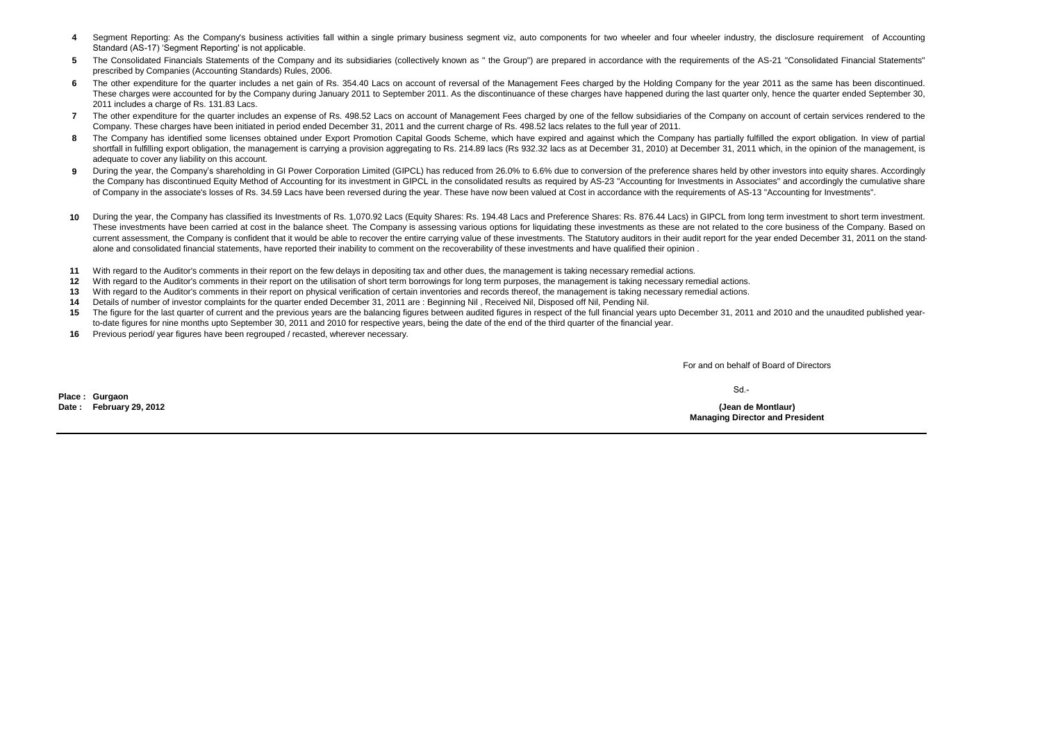4. Segment Reporting: As the Company's business activities fall within a single primary business segment viz, auto components for two wheeler and four wheeler industry, the disclosure requirement of Accounting Standard (AS-17) 'Segment Reporting' is not applicable.

5. The Consolidated Financials Statements of the Company and its subsidiaries (collectively known as " the Group") are prepared in accordance with the requirements of the AS-21 "Consolidated Financial Statements" prescribed by Companies (Accounting Standards) Rules, 2006.

6. The other expenditure for the quarter includes a net gain of Rs. 354.40 Lacs on account of reversal of the Management Fees charged by the Holding Company for the year 2011 as the same has been discontinued. These charges were accounted for by the Company during January 2011 to September 2011. As the discontinuance of these charges have happened during the last quarter only, hence the quarter ended September 30, 2011 includes a charge of Rs. 131.83 Lacs.

7. The other expenditure for the quarter includes an expense of Rs. 498.52 Lacs on account of Management Fees charged by one of the fellow subsidiaries of the Company on account of certain services rendered to the Company. These charges have been initiated in period ended December 31, 2011 and the current charge of Rs. 498.52 lacs relates to the full year of 2011.

8. The Company has identified some licenses obtained under Export Promotion Capital Goods Scheme, which have expired and against which the Company has partially fulfilled the export obligation. In view of partial shortfall in fulfilling export obligation, the management is carrying a provision aggregating to Rs. 214.89 lacs (Rs 932.32 lacs as at December 31, 2010) at December 31, 2011 which, in the opinion of the management, is adequate to cover any liability on this account.

9. During the year, the Company's shareholding in GI Power Corporation Limited (GIPCL) has reduced from 26.0% to 6.6% due to conversion of the preference shares held by other investors into equity shares. Accordingly the Company has discontinued Equity Method of Accounting for its investment in GIPCL in the consolidated results as required by AS-23 "Accounting for Investments in Associates" and accordingly the cumulative share of Company in the associate's losses of Rs. 34.59 Lacs have been reversed during the year. These have now been valued at Cost in accordance with the requirements of AS-13 "Accounting for Investments".

10. During the year, the Company has classified its Investments of Rs. 1,070.92 Lacs (Equity Shares: Rs. 194.48 Lacs and Preference Shares: Rs. 876.44 Lacs) in GIPCL from long term investment to short term investment. These investments have been carried at cost in the balance sheet. The Company is assessing various options for liquidating these investments as these are not related to the core business of the Company. Based on current assessment, the Company is confident that it would be able to recover the entire carrying value of these investments. The Statutory auditors in their audit report for the year ended December 31, 2011 on the stand-alone and consolidated financial statements, have reported their inability to comment on the recoverability of these investments and have qualified their opinion .

11. With regard to the Auditor's comments in their report on the few delays in depositing tax and other dues, the management is taking necessary remedial actions.

12. With regard to the Auditor's comments in their report on the utilisation of short term borrowings for long term purposes, the management is taking necessary remedial actions.

13. With regard to the Auditor's comments in their report on physical verification of certain inventories and records thereof, the management is taking necessary remedial actions.

14. Details of number of investor complaints for the quarter ended December 31, 2011 are : Beginning Nil , Received Nil, Disposed off Nil, Pending Nil.

15. The figure for the last quarter of current and the previous years are the balancing figures between audited figures in respect of the full financial years upto December 31, 2011 and 2010 and the unaudited published year-to-date figures for nine months upto September 30, 2011 and 2010 for respective years, being the date of the end of the third quarter of the financial year.

16. Previous period/ year figures have been regrouped / recasted, wherever necessary.

For and on behalf of Board of Directors

Sd.-

**Place : Gurgaon**
**Date : February 29, 2012**

**(Jean de Montlaur)**
**Managing Director and President**